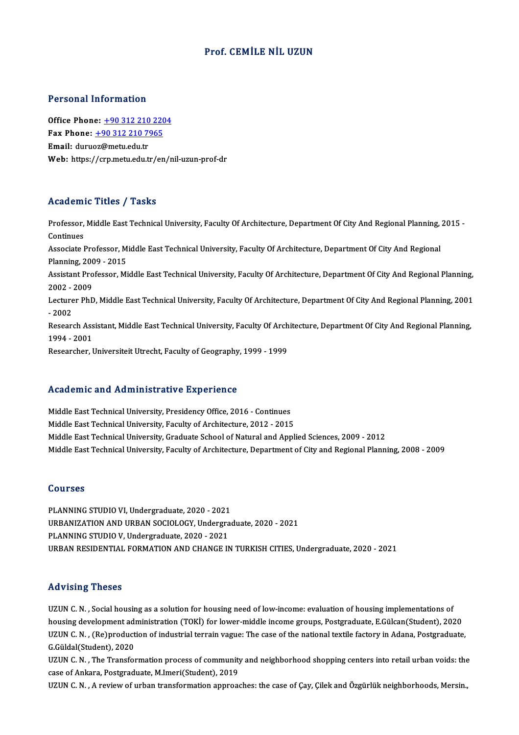# Prof. CEMİLE NİL UZUN

## Personal Information

**Office Phone:** +90 312 210 2204
**Fax Phone:** +90 312 210 7965
**Email:** duruoz@metu.edu.tr
**Web:** https://crp.metu.edu.tr/en/nil-uzun-prof-dr

## Academic Titles / Tasks

Professor, Middle East Technical University, Faculty Of Architecture, Department Of City And Regional Planning, 2015 - Continues

Associate Professor, Middle East Technical University, Faculty Of Architecture, Department Of City And Regional Planning, 2009 - 2015

Assistant Professor, Middle East Technical University, Faculty Of Architecture, Department Of City And Regional Planning, 2002 - 2009

Lecturer PhD, Middle East Technical University, Faculty Of Architecture, Department Of City And Regional Planning, 2001 - 2002

Research Assistant, Middle East Technical University, Faculty Of Architecture, Department Of City And Regional Planning, 1994 - 2001

Researcher, Universiteit Utrecht, Faculty of Geography, 1999 - 1999

## Academic and Administrative Experience

Middle East Technical University, Presidency Office, 2016 - Continues
Middle East Technical University, Faculty of Architecture, 2012 - 2015
Middle East Technical University, Graduate School of Natural and Applied Sciences, 2009 - 2012
Middle East Technical University, Faculty of Architecture, Department of City and Regional Planning, 2008 - 2009

## Courses

PLANNING STUDIO VI, Undergraduate, 2020 - 2021
URBANIZATION AND URBAN SOCIOLOGY, Undergraduate, 2020 - 2021
PLANNING STUDIO V, Undergraduate, 2020 - 2021
URBAN RESIDENTIAL FORMATION AND CHANGE IN TURKISH CITIES, Undergraduate, 2020 - 2021

## Advising Theses

UZUN C. N. , Social housing as a solution for housing need of low-income: evaluation of housing implementations of housing development administration (TOKİ) for lower-middle income groups, Postgraduate, E.Gülcan(Student), 2020

UZUN C. N. , (Re)production of industrial terrain vague: The case of the national textile factory in Adana, Postgraduate, G.Güldal(Student), 2020

UZUN C. N. , The Transformation process of community and neighborhood shopping centers into retail urban voids: the case of Ankara, Postgraduate, M.Imeri(Student), 2019

UZUN C. N. , A review of urban transformation approaches: the case of Çay, Çilek and Özgürlük neighborhoods, Mersin.,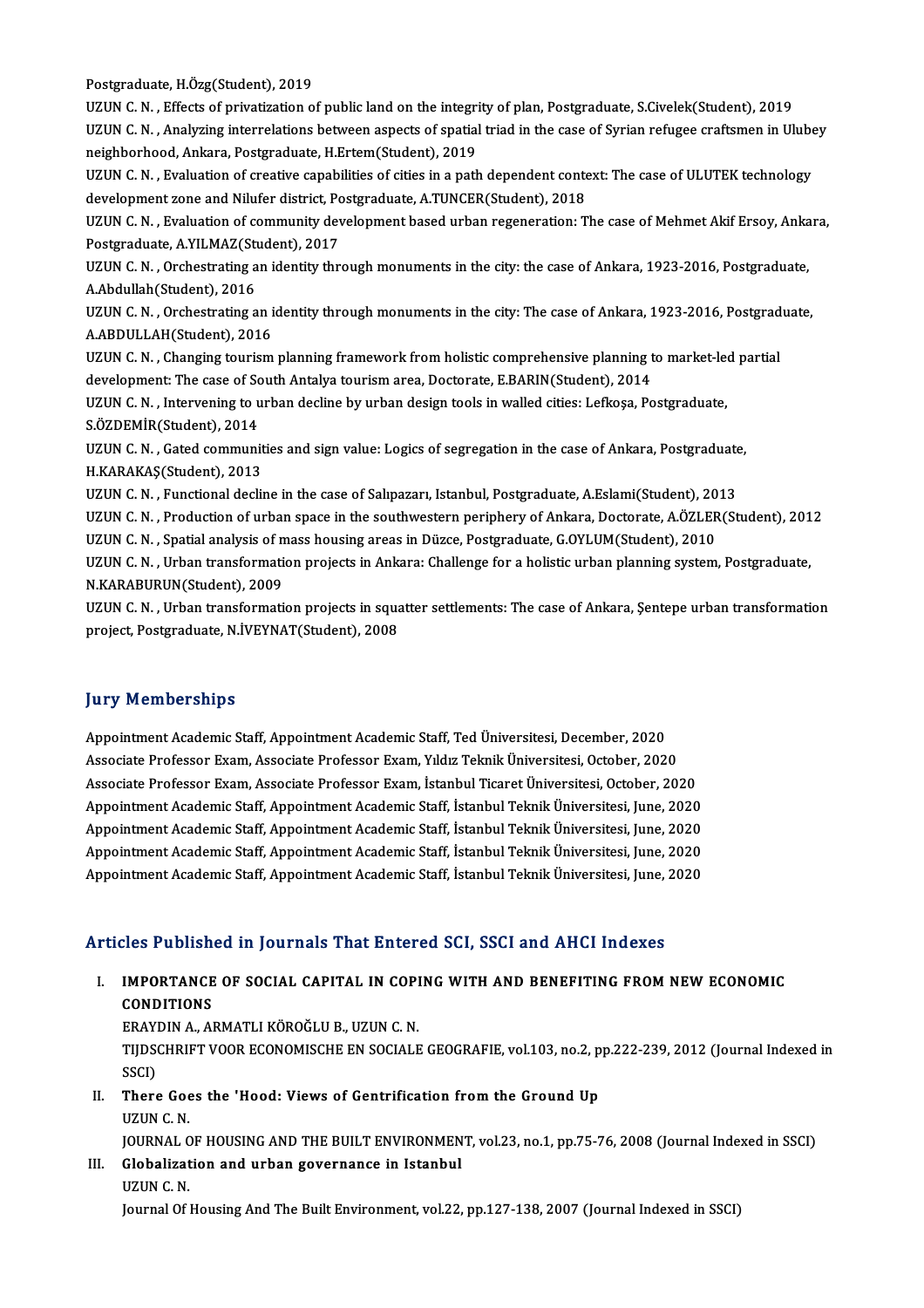Postgraduate, H.Özg(Student), 2019

UZUN C. N. , Effects of privatization of public land on the integrity of plan, Postgraduate, S.Civelek(Student), 2019

UZUN C. N. , Analyzing interrelations between aspects of spatial triad in the case of Syrian refugee craftsmen in Ulubey neighborhood, Ankara, Postgraduate, H.Ertem(Student), 2019

UZUN C. N. , Evaluation of creative capabilities of cities in a path dependent context: The case of ULUTEK technology development zone and Nilufer district, Postgraduate, A.TUNCER(Student), 2018

UZUN C. N. , Evaluation of community development based urban regeneration: The case of Mehmet Akif Ersoy, Ankara, Postgraduate, A.YILMAZ(Student), 2017

UZUN C. N. , Orchestrating an identity through monuments in the city: the case of Ankara, 1923-2016, Postgraduate, A.Abdullah(Student), 2016

UZUN C. N. , Orchestrating an identity through monuments in the city: The case of Ankara, 1923-2016, Postgraduate, A.ABDULLAH(Student), 2016

UZUN C. N. , Changing tourism planning framework from holistic comprehensive planning to market-led partial development: The case of South Antalya tourism area, Doctorate, E.BARIN(Student), 2014

UZUN C. N. , Intervening to urban decline by urban design tools in walled cities: Lefkoşa, Postgraduate, S.ÖZDEMİR(Student), 2014

UZUN C. N. , Gated communities and sign value: Logics of segregation in the case of Ankara, Postgraduate, H.KARAKAŞ(Student), 2013

UZUN C. N. , Functional decline in the case of Salıpazarı, Istanbul, Postgraduate, A.Eslami(Student), 2013

UZUN C. N. , Production of urban space in the southwestern periphery of Ankara, Doctorate, A.ÖZLER(Student), 2012

UZUN C. N. , Spatial analysis of mass housing areas in Düzce, Postgraduate, G.OYLUM(Student), 2010

UZUN C. N. , Urban transformation projects in Ankara: Challenge for a holistic urban planning system, Postgraduate, N.KARABURUN(Student), 2009

UZUN C. N. , Urban transformation projects in squatter settlements: The case of Ankara, Şentepe urban transformation project, Postgraduate, N.İVEYNAT(Student), 2008

## Jury Memberships

Appointment Academic Staff, Appointment Academic Staff, Ted Üniversitesi, December, 2020

Associate Professor Exam, Associate Professor Exam, Yıldız Teknik Üniversitesi, October, 2020

Associate Professor Exam, Associate Professor Exam, İstanbul Ticaret Üniversitesi, October, 2020

Appointment Academic Staff, Appointment Academic Staff, İstanbul Teknik Üniversitesi, June, 2020

Appointment Academic Staff, Appointment Academic Staff, İstanbul Teknik Üniversitesi, June, 2020

Appointment Academic Staff, Appointment Academic Staff, İstanbul Teknik Üniversitesi, June, 2020

Appointment Academic Staff, Appointment Academic Staff, İstanbul Teknik Üniversitesi, June, 2020

## Articles Published in Journals That Entered SCI, SSCI and AHCI Indexes

I. **IMPORTANCE OF SOCIAL CAPITAL IN COPING WITH AND BENEFITING FROM NEW ECONOMIC CONDITIONS**
   ERAYDIN A., ARMATLI KÖROĞLU B., UZUN C. N.
   TIJDSCHRIFT VOOR ECONOMISCHE EN SOCIALE GEOGRAFIE, vol.103, no.2, pp.222-239, 2012 (Journal Indexed in SSCI)

II. **There Goes the 'Hood: Views of Gentrification from the Ground Up**
   UZUN C. N.
   JOURNAL OF HOUSING AND THE BUILT ENVIRONMENT, vol.23, no.1, pp.75-76, 2008 (Journal Indexed in SSCI)

III. **Globalization and urban governance in Istanbul**
   UZUN C. N.
   Journal Of Housing And The Built Environment, vol.22, pp.127-138, 2007 (Journal Indexed in SSCI)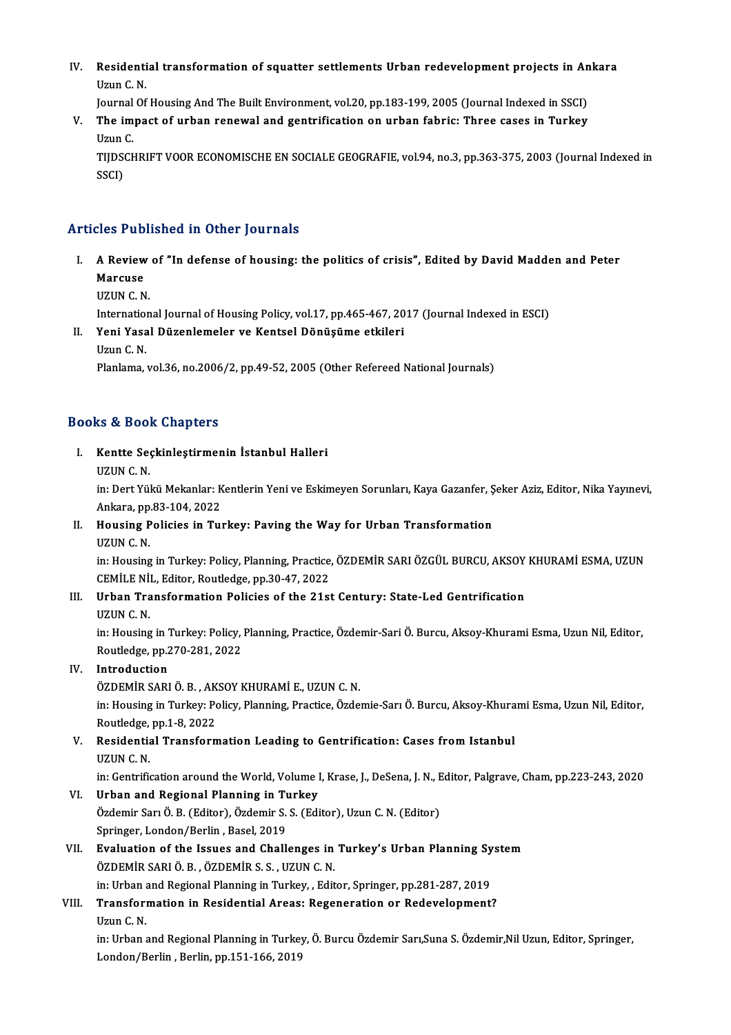IV. **Residential transformation of squatter settlements Urban redevelopment projects in Ankara**
Uzun C. N.
Journal Of Housing And The Built Environment, vol.20, pp.183-199, 2005 (Journal Indexed in SSCI)

V. **The impact of urban renewal and gentrification on urban fabric: Three cases in Turkey**
Uzun C.
TIJDSCHRIFT VOOR ECONOMISCHE EN SOCIALE GEOGRAFIE, vol.94, no.3, pp.363-375, 2003 (Journal Indexed in SSCI)

## Articles Published in Other Journals

I. **A Review of "In defense of housing: the politics of crisis", Edited by David Madden and Peter Marcuse**
UZUN C. N.
International Journal of Housing Policy, vol.17, pp.465-467, 2017 (Journal Indexed in ESCI)

II. **Yeni Yasal Düzenlemeler ve Kentsel Dönüşüme etkileri**
Uzun C. N.
Planlama, vol.36, no.2006/2, pp.49-52, 2005 (Other Refereed National Journals)

## Books & Book Chapters

I. **Kentte Seçkinleştirmenin İstanbul Halleri**
UZUN C. N.
in: Dert Yükü Mekanlar: Kentlerin Yeni ve Eskimeyen Sorunları, Kaya Gazanfer, Şeker Aziz, Editor, Nika Yayınevi, Ankara, pp.83-104, 2022

II. **Housing Policies in Turkey: Paving the Way for Urban Transformation**
UZUN C. N.
in: Housing in Turkey: Policy, Planning, Practice, ÖZDEMİR SARI ÖZGÜL BURCU, AKSOY KHURAMİ ESMA, UZUN CEMİLE NİL, Editor, Routledge, pp.30-47, 2022

III. **Urban Transformation Policies of the 21st Century: State-Led Gentrification**
UZUN C. N.
in: Housing in Turkey: Policy, Planning, Practice, Özdemir-Sari Ö. Burcu, Aksoy-Khurami Esma, Uzun Nil, Editor, Routledge, pp.270-281, 2022

IV. **Introduction**
ÖZDEMİR SARI Ö. B. , AKSOY KHURAMİ E., UZUN C. N.
in: Housing in Turkey: Policy, Planning, Practice, Özdemie-Sarı Ö. Burcu, Aksoy-Khurami Esma, Uzun Nil, Editor, Routledge, pp.1-8, 2022

V. **Residential Transformation Leading to Gentrification: Cases from Istanbul**
UZUN C. N.
in: Gentrification around the World, Volume I, Krase, J., DeSena, J. N., Editor, Palgrave, Cham, pp.223-243, 2020

VI. **Urban and Regional Planning in Turkey**
Özdemir Sarı Ö. B. (Editor), Özdemir S. S. (Editor), Uzun C. N. (Editor)
Springer, London/Berlin , Basel, 2019

VII. **Evaluation of the Issues and Challenges in Turkey's Urban Planning System**
ÖZDEMİR SARI Ö. B. , ÖZDEMİR S. S. , UZUN C. N.
in: Urban and Regional Planning in Turkey, , Editor, Springer, pp.281-287, 2019

VIII. **Transformation in Residential Areas: Regeneration or Redevelopment?**
Uzun C. N.
in: Urban and Regional Planning in Turkey, Ö. Burcu Özdemir Sarı,Suna S. Özdemir,Nil Uzun, Editor, Springer, London/Berlin , Berlin, pp.151-166, 2019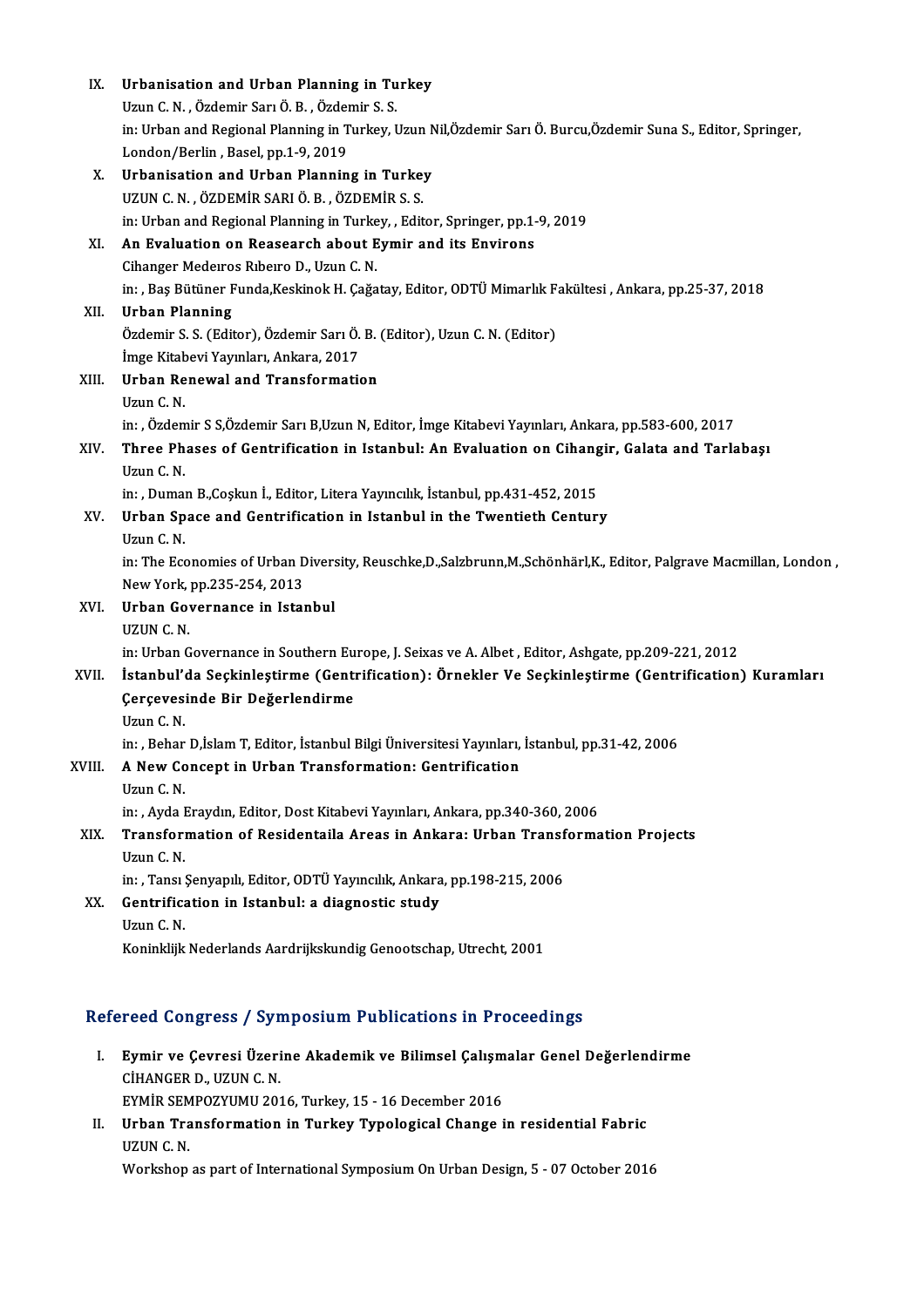IX. **Urbanisation and Urban Planning in Turkey**
Uzun C. N. , Özdemir Sarı Ö. B. , Özdemir S. S.
in: Urban and Regional Planning in Turkey, Uzun Nil,Özdemir Sarı Ö. Burcu,Özdemir Suna S., Editor, Springer, London/Berlin , Basel, pp.1-9, 2019

X. **Urbanisation and Urban Planning in Turkey**
UZUN C. N. , ÖZDEMİR SARI Ö. B. , ÖZDEMİR S. S.
in: Urban and Regional Planning in Turkey, , Editor, Springer, pp.1-9, 2019

XI. **An Evaluation on Reasearch about Eymir and its Environs**
Cihanger Medeıros Rıbeıro D., Uzun C. N.
in: , Baş Bütüner Funda,Keskinok H. Çağatay, Editor, ODTÜ Mimarlık Fakültesi , Ankara, pp.25-37, 2018

XII. **Urban Planning**
Özdemir S. S. (Editor), Özdemir Sarı Ö. B. (Editor), Uzun C. N. (Editor)
İmge Kitabevi Yayınları, Ankara, 2017

XIII. **Urban Renewal and Transformation**
Uzun C. N.
in: , Özdemir S S,Özdemir Sarı B,Uzun N, Editor, İmge Kitabevi Yayınları, Ankara, pp.583-600, 2017

XIV. **Three Phases of Gentrification in Istanbul: An Evaluation on Cihangir, Galata and Tarlabaşı**
Uzun C. N.
in: , Duman B.,Coşkun İ., Editor, Litera Yayıncılık, İstanbul, pp.431-452, 2015

XV. **Urban Space and Gentrification in Istanbul in the Twentieth Century**
Uzun C. N.
in: The Economies of Urban Diversity, Reuschke,D.,Salzbrunn,M.,Schönhärl,K., Editor, Palgrave Macmillan, London , New York, pp.235-254, 2013

XVI. **Urban Governance in Istanbul**
UZUN C. N.
in: Urban Governance in Southern Europe, J. Seixas ve A. Albet , Editor, Ashgate, pp.209-221, 2012

XVII. **İstanbul'da Seçkinleştirme (Gentrification): Örnekler Ve Seçkinleştirme (Gentrification) Kuramları Çerçevesinde Bir Değerlendirme**
Uzun C. N.
in: , Behar D,İslam T, Editor, İstanbul Bilgi Üniversitesi Yayınları, İstanbul, pp.31-42, 2006

XVIII. **A New Concept in Urban Transformation: Gentrification**
Uzun C. N.
in: , Ayda Eraydın, Editor, Dost Kitabevi Yayınları, Ankara, pp.340-360, 2006

XIX. **Transformation of Residentaila Areas in Ankara: Urban Transformation Projects**
Uzun C. N.
in: , Tansı Şenyapılı, Editor, ODTÜ Yayıncılık, Ankara, pp.198-215, 2006

XX. **Gentrification in Istanbul: a diagnostic study**
Uzun C. N.
Koninklijk Nederlands Aardrijkskundig Genootschap, Utrecht, 2001

## Refereed Congress / Symposium Publications in Proceedings

I. **Eymir ve Çevresi Üzerine Akademik ve Bilimsel Çalışmalar Genel Değerlendirme**
CİHANGER D., UZUN C. N.
EYMİR SEMPOZYUMU 2016, Turkey, 15 - 16 December 2016

II. **Urban Transformation in Turkey Typological Change in residential Fabric**
UZUN C. N.
Workshop as part of International Symposium On Urban Design, 5 - 07 October 2016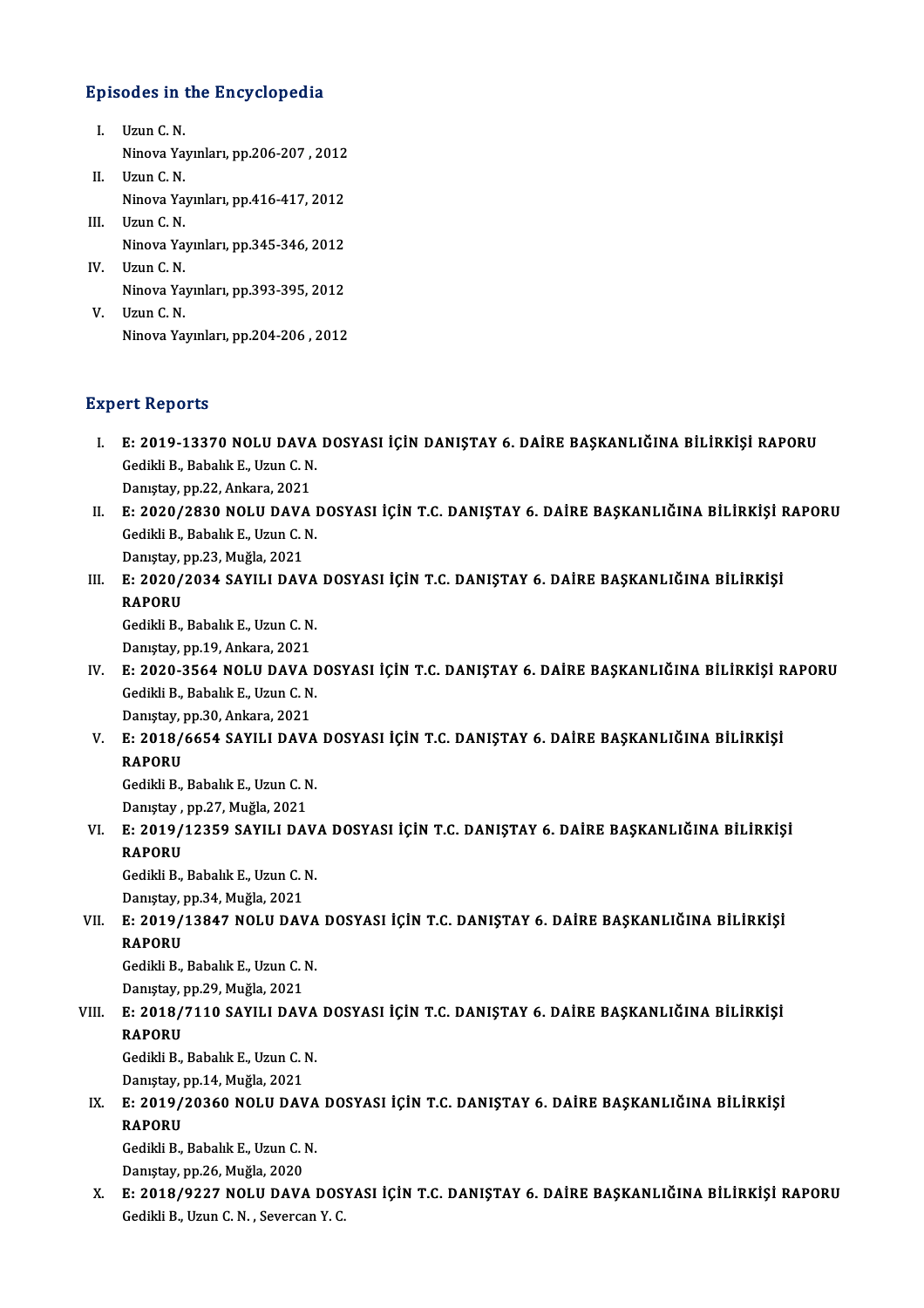## Episodes in the Encyclopedia

I. Uzun C. N.
Ninova Yayınları, pp.206-207 , 2012

II. Uzun C. N.
Ninova Yayınları, pp.416-417, 2012

III. Uzun C. N.
Ninova Yayınları, pp.345-346, 2012

IV. Uzun C. N.
Ninova Yayınları, pp.393-395, 2012

V. Uzun C. N.
Ninova Yayınları, pp.204-206 , 2012

## Expert Reports

I. **E: 2019-13370 NOLU DAVA DOSYASI İÇİN DANIŞTAY 6. DAİRE BAŞKANLIĞINA BİLİRKİŞİ RAPORU**
Gedikli B., Babalık E., Uzun C. N.
Danıştay, pp.22, Ankara, 2021

II. **E: 2020/2830 NOLU DAVA DOSYASI İÇİN T.C. DANIŞTAY 6. DAİRE BAŞKANLIĞINA BİLİRKİŞİ RAPORU**
Gedikli B., Babalık E., Uzun C. N.
Danıştay, pp.23, Muğla, 2021

III. **E: 2020/2034 SAYILI DAVA DOSYASI İÇİN T.C. DANIŞTAY 6. DAİRE BAŞKANLIĞINA BİLİRKİŞİ RAPORU**
Gedikli B., Babalık E., Uzun C. N.
Danıştay, pp.19, Ankara, 2021

IV. **E: 2020-3564 NOLU DAVA DOSYASI İÇİN T.C. DANIŞTAY 6. DAİRE BAŞKANLIĞINA BİLİRKİŞİ RAPORU**
Gedikli B., Babalık E., Uzun C. N.
Danıştay, pp.30, Ankara, 2021

V. **E: 2018/6654 SAYILI DAVA DOSYASI İÇİN T.C. DANIŞTAY 6. DAİRE BAŞKANLIĞINA BİLİRKİŞİ RAPORU**
Gedikli B., Babalık E., Uzun C. N.
Danıştay , pp.27, Muğla, 2021

VI. **E: 2019/12359 SAYILI DAVA DOSYASI İÇİN T.C. DANIŞTAY 6. DAİRE BAŞKANLIĞINA BİLİRKİŞİ RAPORU**
Gedikli B., Babalık E., Uzun C. N.
Danıştay, pp.34, Muğla, 2021

VII. **E: 2019/13847 NOLU DAVA DOSYASI İÇİN T.C. DANIŞTAY 6. DAİRE BAŞKANLIĞINA BİLİRKİŞİ RAPORU**
Gedikli B., Babalık E., Uzun C. N.
Danıştay, pp.29, Muğla, 2021

VIII. **E: 2018/7110 SAYILI DAVA DOSYASI İÇİN T.C. DANIŞTAY 6. DAİRE BAŞKANLIĞINA BİLİRKİŞİ RAPORU**
Gedikli B., Babalık E., Uzun C. N.
Danıştay, pp.14, Muğla, 2021

IX. **E: 2019/20360 NOLU DAVA DOSYASI İÇİN T.C. DANIŞTAY 6. DAİRE BAŞKANLIĞINA BİLİRKİŞİ RAPORU**
Gedikli B., Babalık E., Uzun C. N.
Danıştay, pp.26, Muğla, 2020

X. **E: 2018/9227 NOLU DAVA DOSYASI İÇİN T.C. DANIŞTAY 6. DAİRE BAŞKANLIĞINA BİLİRKİŞİ RAPORU**
Gedikli B., Uzun C. N. , Severcan Y. C.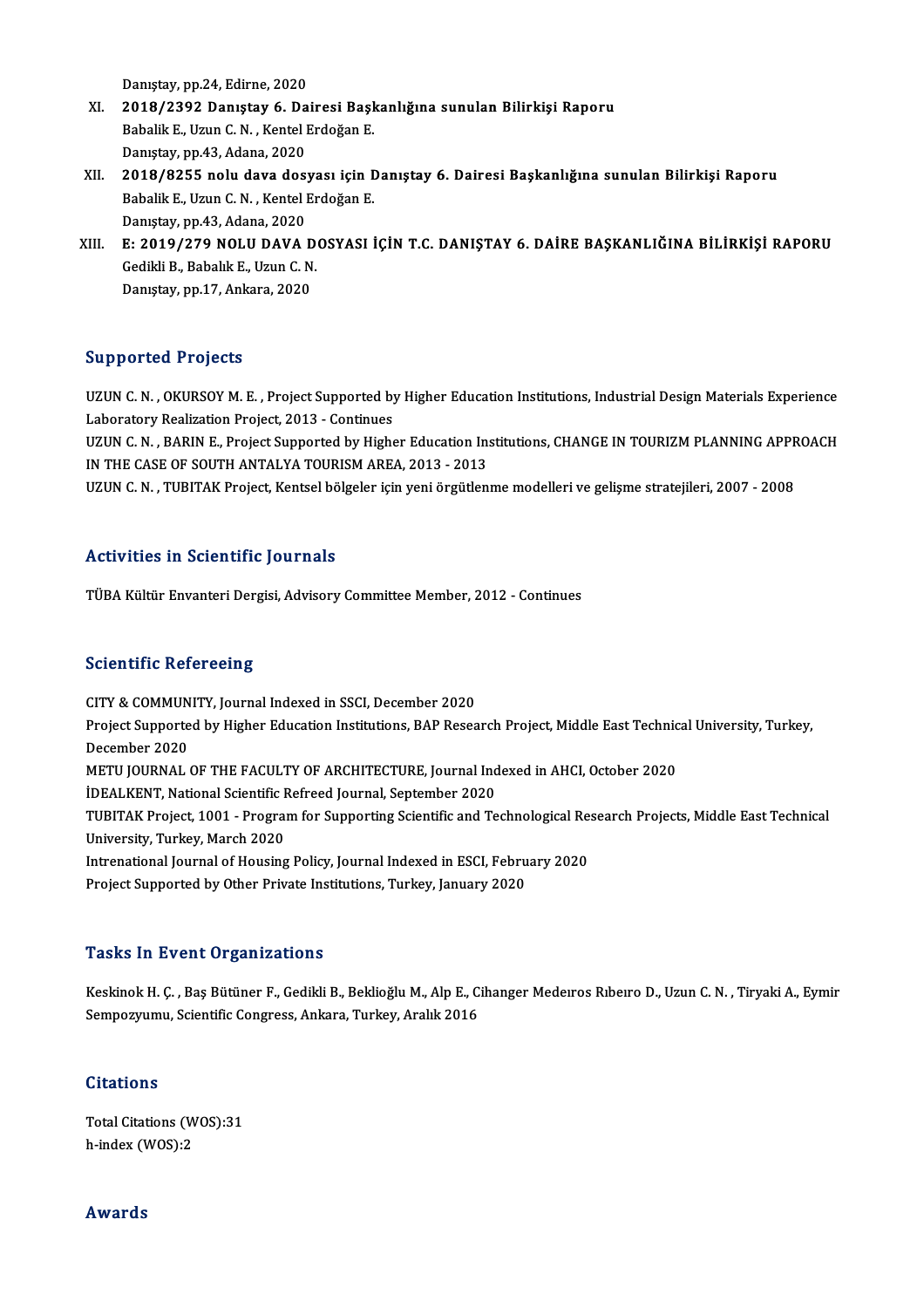Danıştay, pp.24, Edirne, 2020

XI. **2018/2392 Danıştay 6. Dairesi Başkanlığına sunulan Bilirkişi Raporu**
Babalik E., Uzun C. N. , Kentel Erdoğan E.
Danıştay, pp.43, Adana, 2020

XII. **2018/8255 nolu dava dosyası için Danıştay 6. Dairesi Başkanlığına sunulan Bilirkişi Raporu**
Babalik E., Uzun C. N. , Kentel Erdoğan E.
Danıştay, pp.43, Adana, 2020

XIII. **E: 2019/279 NOLU DAVA DOSYASI İÇİN T.C. DANIŞTAY 6. DAİRE BAŞKANLIĞINA BİLİRKİŞİ RAPORU**
Gedikli B., Babalık E., Uzun C. N.
Danıştay, pp.17, Ankara, 2020

## Supported Projects

UZUN C. N. , OKURSOY M. E. , Project Supported by Higher Education Institutions, Industrial Design Materials Experience Laboratory Realization Project, 2013 - Continues

UZUN C. N. , BARIN E., Project Supported by Higher Education Institutions, CHANGE IN TOURIZM PLANNING APPROACH IN THE CASE OF SOUTH ANTALYA TOURISM AREA, 2013 - 2013

UZUN C. N. , TUBITAK Project, Kentsel bölgeler için yeni örgütlenme modelleri ve gelişme stratejileri, 2007 - 2008

## Activities in Scientific Journals

TÜBA Kültür Envanteri Dergisi, Advisory Committee Member, 2012 - Continues

## Scientific Refereeing

CITY & COMMUNITY, Journal Indexed in SSCI, December 2020

Project Supported by Higher Education Institutions, BAP Research Project, Middle East Technical University, Turkey, December 2020

METU JOURNAL OF THE FACULTY OF ARCHITECTURE, Journal Indexed in AHCI, October 2020

İDEALKENT, National Scientific Refreed Journal, September 2020

TUBITAK Project, 1001 - Program for Supporting Scientific and Technological Research Projects, Middle East Technical University, Turkey, March 2020

Intrenational Journal of Housing Policy, Journal Indexed in ESCI, February 2020

Project Supported by Other Private Institutions, Turkey, January 2020

## Tasks In Event Organizations

Keskinok H. Ç. , Baş Bütüner F., Gedikli B., Beklioğlu M., Alp E., Cihanger Medeıros Rıbeıro D., Uzun C. N. , Tiryaki A., Eymir Sempozyumu, Scientific Congress, Ankara, Turkey, Aralık 2016

## Citations

Total Citations (WOS):31
h-index (WOS):2

## Awards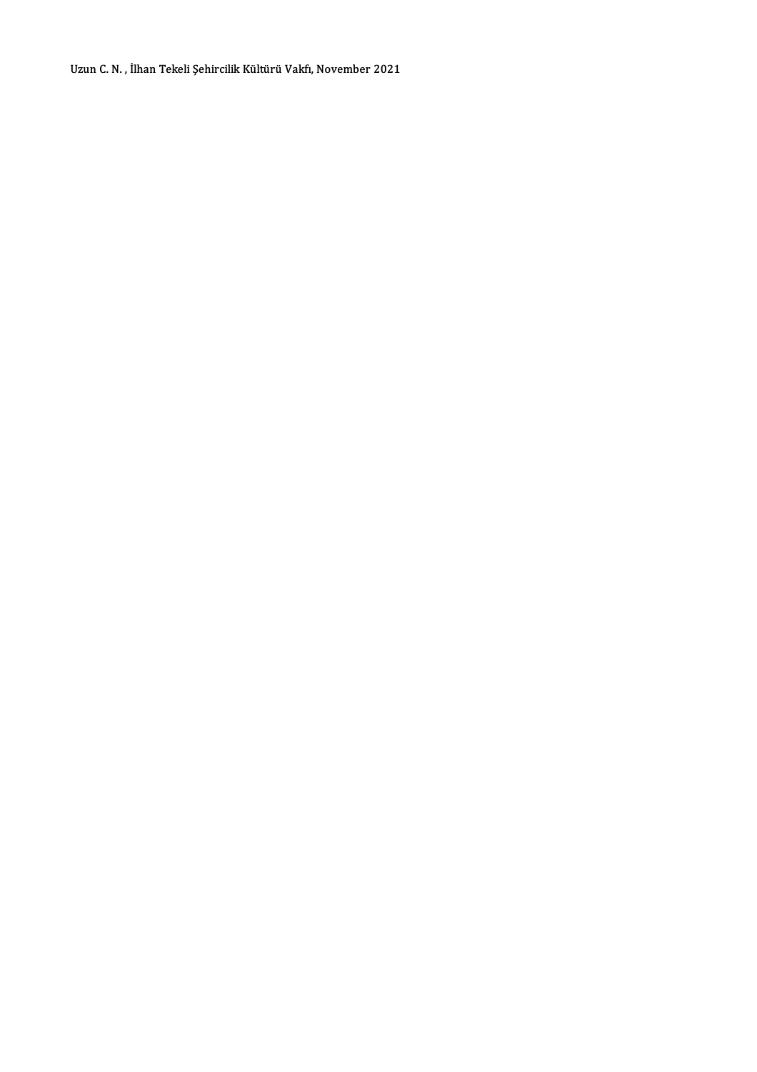Uzun C. N. , İlhan Tekeli Şehircilik Kültürü Vakfı, November 2021